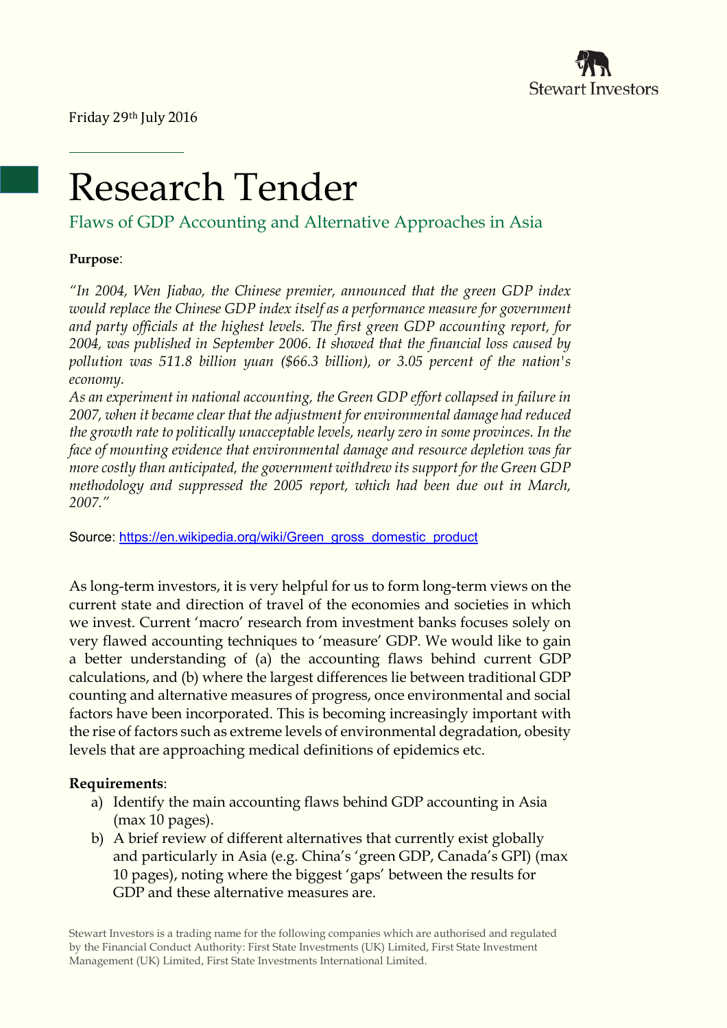Stewart Investors

Friday 29th July 2016

# Research Tender

## Flaws of GDP Accounting and Alternative Approaches in Asia

**Purpose**:

*"In 2004, Wen Jiabao, the Chinese premier, announced that the green GDP index would replace the Chinese GDP index itself as a performance measure for government and party officials at the highest levels. The first green GDP accounting report, for 2004, was published in September 2006. It showed that the financial loss caused by pollution was 511.8 billion yuan ($66.3 billion), or 3.05 percent of the nation's economy.*
*As an experiment in national accounting, the Green GDP effort collapsed in failure in 2007, when it became clear that the adjustment for environmental damage had reduced the growth rate to politically unacceptable levels, nearly zero in some provinces. In the face of mounting evidence that environmental damage and resource depletion was far more costly than anticipated, the government withdrew its support for the Green GDP methodology and suppressed the 2005 report, which had been due out in March, 2007."*

Source: https://en.wikipedia.org/wiki/Green_gross_domestic_product

As long-term investors, it is very helpful for us to form long-term views on the current state and direction of travel of the economies and societies in which we invest. Current 'macro' research from investment banks focuses solely on very flawed accounting techniques to 'measure' GDP. We would like to gain a better understanding of (a) the accounting flaws behind current GDP calculations, and (b) where the largest differences lie between traditional GDP counting and alternative measures of progress, once environmental and social factors have been incorporated. This is becoming increasingly important with the rise of factors such as extreme levels of environmental degradation, obesity levels that are approaching medical definitions of epidemics etc.

**Requirements**:

a) Identify the main accounting flaws behind GDP accounting in Asia (max 10 pages).
b) A brief review of different alternatives that currently exist globally and particularly in Asia (e.g. China's 'green GDP, Canada's GPI) (max 10 pages), noting where the biggest 'gaps' between the results for GDP and these alternative measures are.

Stewart Investors is a trading name for the following companies which are authorised and regulated by the Financial Conduct Authority: First State Investments (UK) Limited, First State Investment Management (UK) Limited, First State Investments International Limited.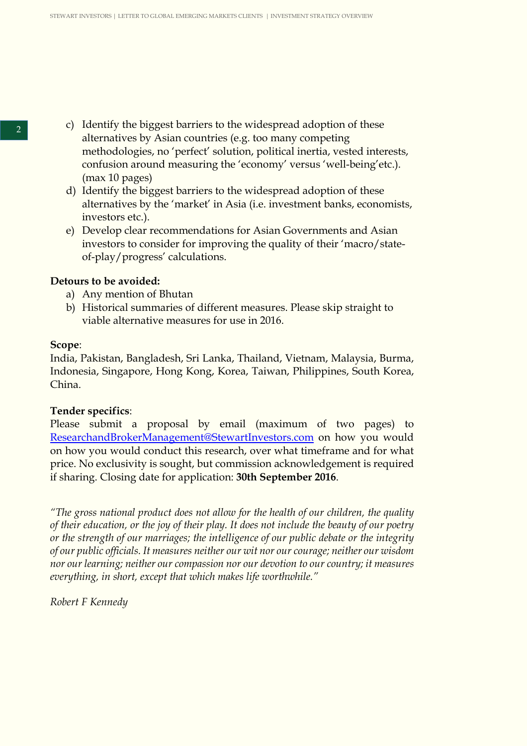c) Identify the biggest barriers to the widespread adoption of these alternatives by Asian countries (e.g. too many competing methodologies, no 'perfect' solution, political inertia, vested interests, confusion around measuring the 'economy' versus 'well-being'etc.). (max 10 pages)
d) Identify the biggest barriers to the widespread adoption of these alternatives by the 'market' in Asia (i.e. investment banks, economists, investors etc.).
e) Develop clear recommendations for Asian Governments and Asian investors to consider for improving the quality of their 'macro/state-of-play/progress' calculations.

**Detours to be avoided:**

a) Any mention of Bhutan
b) Historical summaries of different measures. Please skip straight to viable alternative measures for use in 2016.

**Scope**:
India, Pakistan, Bangladesh, Sri Lanka, Thailand, Vietnam, Malaysia, Burma, Indonesia, Singapore, Hong Kong, Korea, Taiwan, Philippines, South Korea, China.

**Tender specifics**:
Please submit a proposal by email (maximum of two pages) to [ResearchandBrokerManagement@StewartInvestors.com](mailto:ResearchandBrokerManagement@StewartInvestors.com) on how you would on how you would conduct this research, over what timeframe and for what price. No exclusivity is sought, but commission acknowledgement is required if sharing. Closing date for application: **30th September 2016**.

*"The gross national product does not allow for the health of our children, the quality of their education, or the joy of their play. It does not include the beauty of our poetry or the strength of our marriages; the intelligence of our public debate or the integrity of our public officials. It measures neither our wit nor our courage; neither our wisdom nor our learning; neither our compassion nor our devotion to our country; it measures everything, in short, except that which makes life worthwhile."*

*Robert F Kennedy*